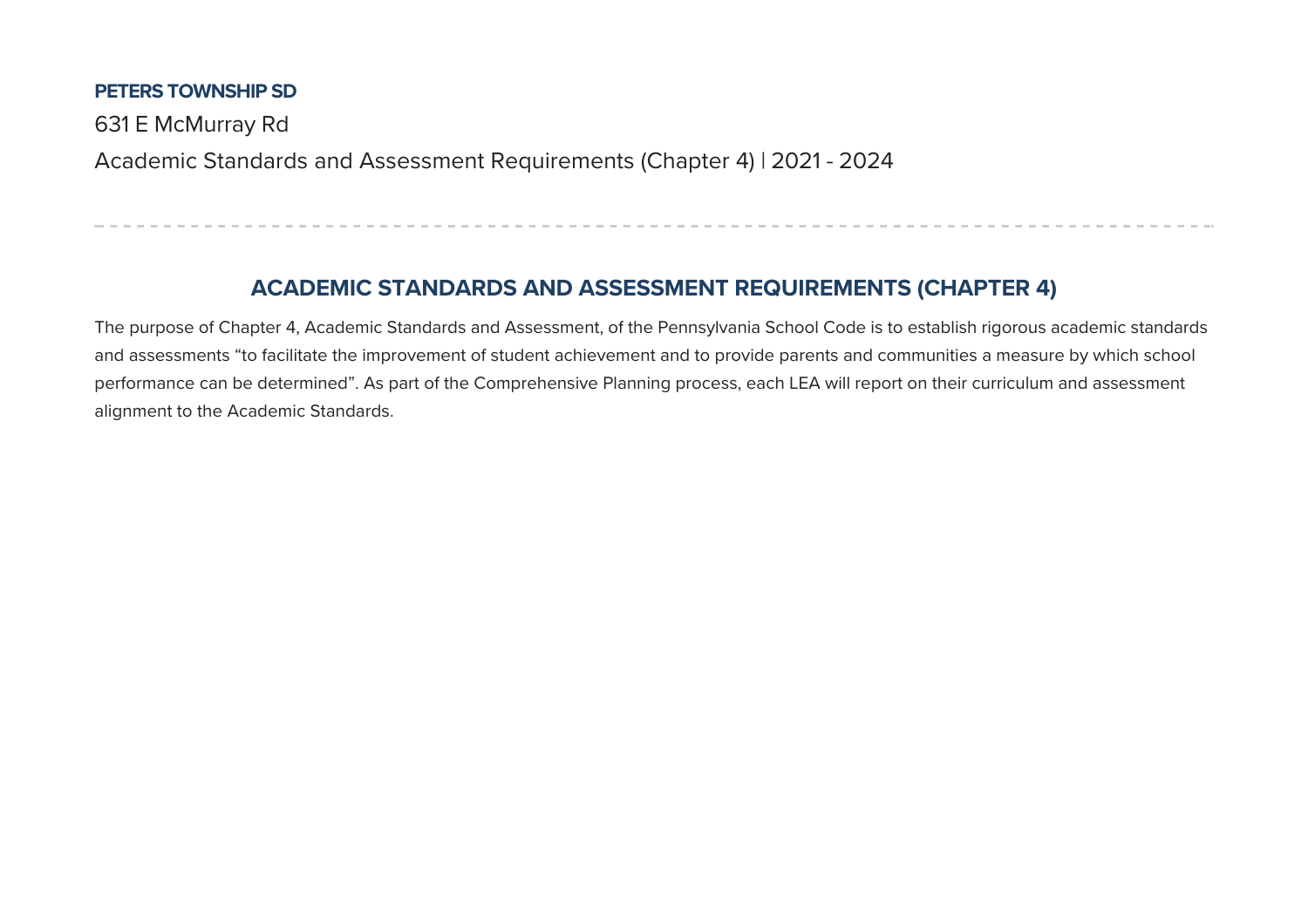**PETERS TOWNSHIP SD**

631 E McMurray Rd

Academic Standards and Assessment Requirements (Chapter 4) | 2021 - 2024

---

## ACADEMIC STANDARDS AND ASSESSMENT REQUIREMENTS (CHAPTER 4)

The purpose of Chapter 4, Academic Standards and Assessment, of the Pennsylvania School Code is to establish rigorous academic standards and assessments "to facilitate the improvement of student achievement and to provide parents and communities a measure by which school performance can be determined". As part of the Comprehensive Planning process, each LEA will report on their curriculum and assessment alignment to the Academic Standards.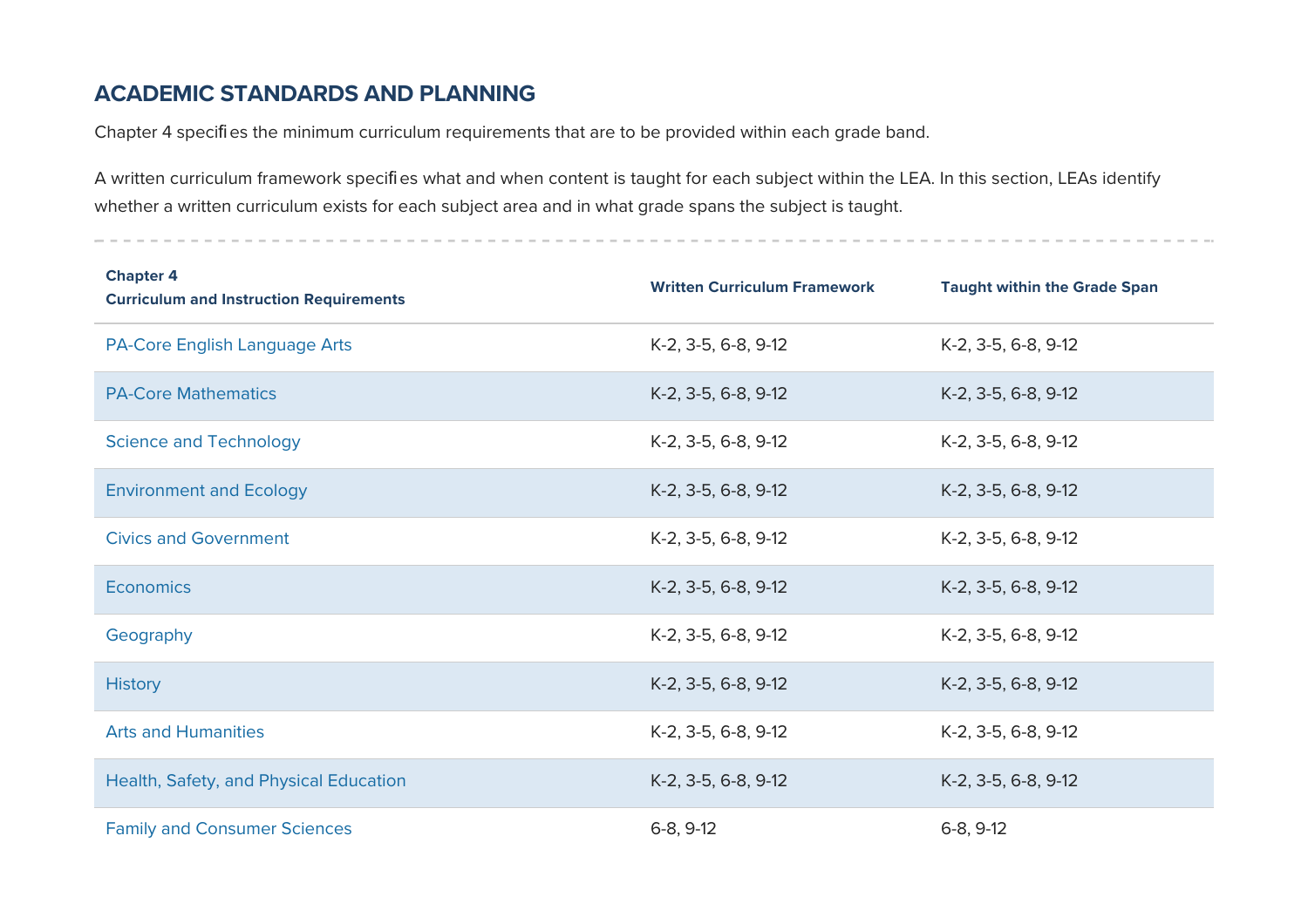## ACADEMIC STANDARDS AND PLANNING

Chapter 4 specifies the minimum curriculum requirements that are to be provided within each grade band.

A written curriculum framework specifies what and when content is taught for each subject within the LEA. In this section, LEAs identify whether a written curriculum exists for each subject area and in what grade spans the subject is taught.

| Chapter 4 Curriculum and Instruction Requirements | Written Curriculum Framework | Taught within the Grade Span |
|---|---|---|
| PA-Core English Language Arts | K-2, 3-5, 6-8, 9-12 | K-2, 3-5, 6-8, 9-12 |
| PA-Core Mathematics | K-2, 3-5, 6-8, 9-12 | K-2, 3-5, 6-8, 9-12 |
| Science and Technology | K-2, 3-5, 6-8, 9-12 | K-2, 3-5, 6-8, 9-12 |
| Environment and Ecology | K-2, 3-5, 6-8, 9-12 | K-2, 3-5, 6-8, 9-12 |
| Civics and Government | K-2, 3-5, 6-8, 9-12 | K-2, 3-5, 6-8, 9-12 |
| Economics | K-2, 3-5, 6-8, 9-12 | K-2, 3-5, 6-8, 9-12 |
| Geography | K-2, 3-5, 6-8, 9-12 | K-2, 3-5, 6-8, 9-12 |
| History | K-2, 3-5, 6-8, 9-12 | K-2, 3-5, 6-8, 9-12 |
| Arts and Humanities | K-2, 3-5, 6-8, 9-12 | K-2, 3-5, 6-8, 9-12 |
| Health, Safety, and Physical Education | K-2, 3-5, 6-8, 9-12 | K-2, 3-5, 6-8, 9-12 |
| Family and Consumer Sciences | 6-8, 9-12 | 6-8, 9-12 |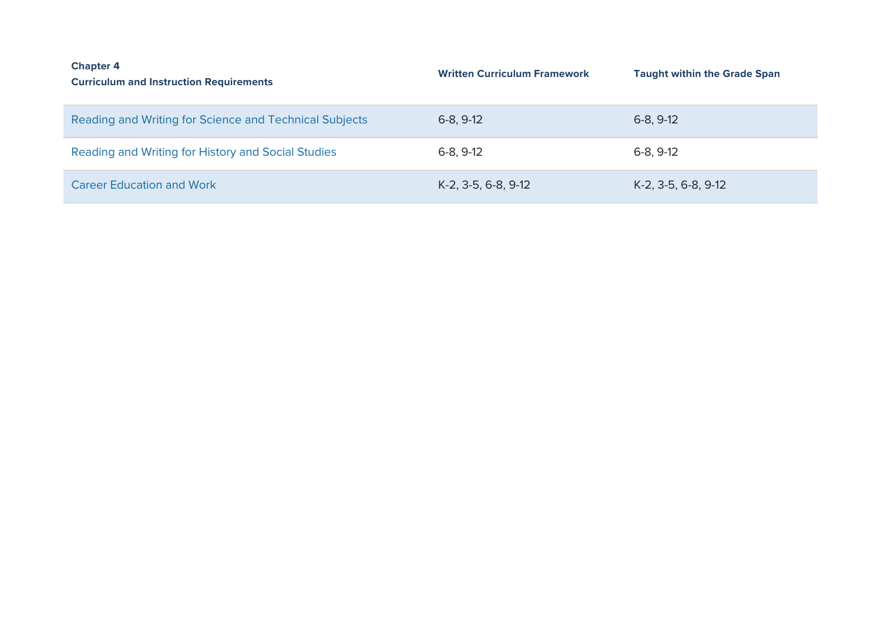| Chapter 4<br>Curriculum and Instruction Requirements | Written Curriculum Framework | Taught within the Grade Span |
|---|---|---|
| Reading and Writing for Science and Technical Subjects | 6-8, 9-12 | 6-8, 9-12 |
| Reading and Writing for History and Social Studies | 6-8, 9-12 | 6-8, 9-12 |
| Career Education and Work | K-2, 3-5, 6-8, 9-12 | K-2, 3-5, 6-8, 9-12 |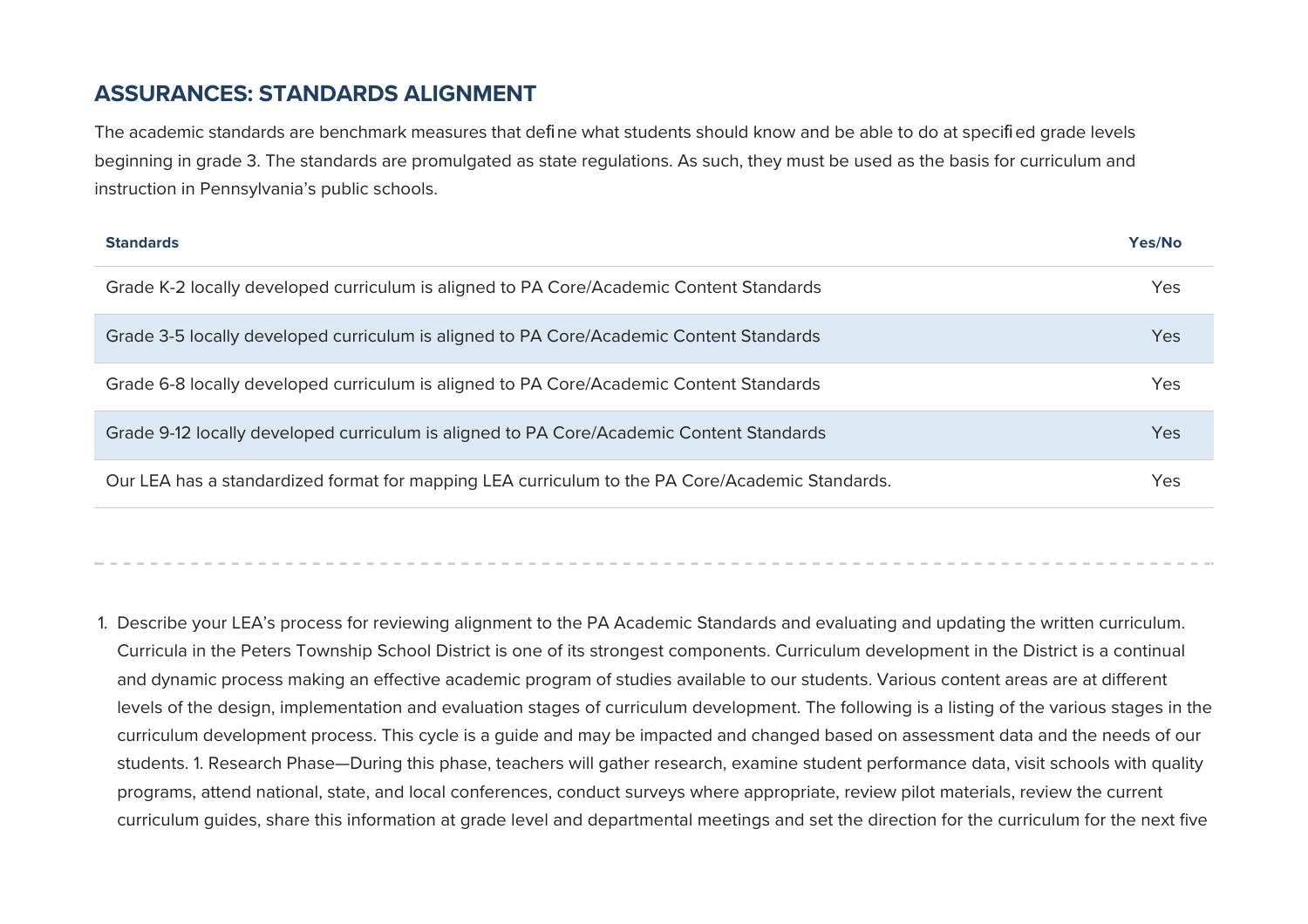## ASSURANCES: STANDARDS ALIGNMENT

The academic standards are benchmark measures that define what students should know and be able to do at specified grade levels beginning in grade 3. The standards are promulgated as state regulations. As such, they must be used as the basis for curriculum and instruction in Pennsylvania's public schools.

| Standards | Yes/No |
| --- | --- |
| Grade K-2 locally developed curriculum is aligned to PA Core/Academic Content Standards | Yes |
| Grade 3-5 locally developed curriculum is aligned to PA Core/Academic Content Standards | Yes |
| Grade 6-8 locally developed curriculum is aligned to PA Core/Academic Content Standards | Yes |
| Grade 9-12 locally developed curriculum is aligned to PA Core/Academic Content Standards | Yes |
| Our LEA has a standardized format for mapping LEA curriculum to the PA Core/Academic Standards. | Yes |

---

1. Describe your LEA's process for reviewing alignment to the PA Academic Standards and evaluating and updating the written curriculum.
   Curricula in the Peters Township School District is one of its strongest components. Curriculum development in the District is a continual and dynamic process making an effective academic program of studies available to our students. Various content areas are at different levels of the design, implementation and evaluation stages of curriculum development. The following is a listing of the various stages in the curriculum development process. This cycle is a guide and may be impacted and changed based on assessment data and the needs of our students. 1. Research Phase—During this phase, teachers will gather research, examine student performance data, visit schools with quality programs, attend national, state, and local conferences, conduct surveys where appropriate, review pilot materials, review the current curriculum guides, share this information at grade level and departmental meetings and set the direction for the curriculum for the next five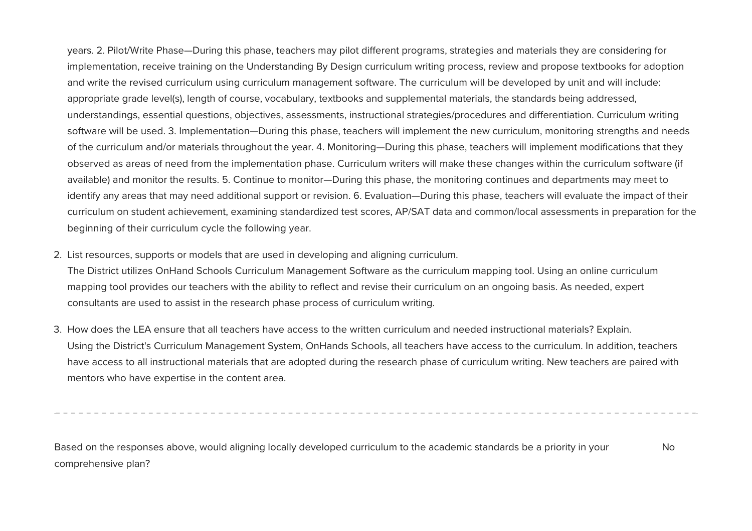years. 2. Pilot/Write Phase—During this phase, teachers may pilot different programs, strategies and materials they are considering for implementation, receive training on the Understanding By Design curriculum writing process, review and propose textbooks for adoption and write the revised curriculum using curriculum management software. The curriculum will be developed by unit and will include: appropriate grade level(s), length of course, vocabulary, textbooks and supplemental materials, the standards being addressed, understandings, essential questions, objectives, assessments, instructional strategies/procedures and differentiation. Curriculum writing software will be used. 3. Implementation—During this phase, teachers will implement the new curriculum, monitoring strengths and needs of the curriculum and/or materials throughout the year. 4. Monitoring—During this phase, teachers will implement modifications that they observed as areas of need from the implementation phase. Curriculum writers will make these changes within the curriculum software (if available) and monitor the results. 5. Continue to monitor—During this phase, the monitoring continues and departments may meet to identify any areas that may need additional support or revision. 6. Evaluation—During this phase, teachers will evaluate the impact of their curriculum on student achievement, examining standardized test scores, AP/SAT data and common/local assessments in preparation for the beginning of their curriculum cycle the following year.

2. List resources, supports or models that are used in developing and aligning curriculum.
   The District utilizes OnHand Schools Curriculum Management Software as the curriculum mapping tool. Using an online curriculum mapping tool provides our teachers with the ability to reflect and revise their curriculum on an ongoing basis. As needed, expert consultants are used to assist in the research phase process of curriculum writing.

3. How does the LEA ensure that all teachers have access to the written curriculum and needed instructional materials? Explain.
   Using the District's Curriculum Management System, OnHands Schools, all teachers have access to the curriculum. In addition, teachers have access to all instructional materials that are adopted during the research phase of curriculum writing. New teachers are paired with mentors who have expertise in the content area.

---

| Based on the responses above, would aligning locally developed curriculum to the academic standards be a priority in your comprehensive plan? | No |
|---|---|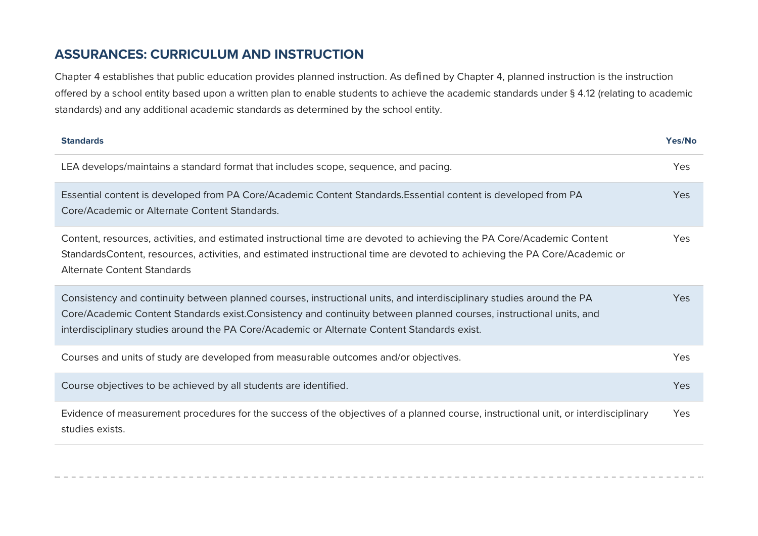## ASSURANCES: CURRICULUM AND INSTRUCTION

Chapter 4 establishes that public education provides planned instruction. As defined by Chapter 4, planned instruction is the instruction offered by a school entity based upon a written plan to enable students to achieve the academic standards under § 4.12 (relating to academic standards) and any additional academic standards as determined by the school entity.

| Standards | Yes/No |
| --- | --- |
| LEA develops/maintains a standard format that includes scope, sequence, and pacing. | Yes |
| Essential content is developed from PA Core/Academic Content Standards.Essential content is developed from PA Core/Academic or Alternate Content Standards. | Yes |
| Content, resources, activities, and estimated instructional time are devoted to achieving the PA Core/Academic Content StandardsContent, resources, activities, and estimated instructional time are devoted to achieving the PA Core/Academic or Alternate Content Standards | Yes |
| Consistency and continuity between planned courses, instructional units, and interdisciplinary studies around the PA Core/Academic Content Standards exist.Consistency and continuity between planned courses, instructional units, and interdisciplinary studies around the PA Core/Academic or Alternate Content Standards exist. | Yes |
| Courses and units of study are developed from measurable outcomes and/or objectives. | Yes |
| Course objectives to be achieved by all students are identified. | Yes |
| Evidence of measurement procedures for the success of the objectives of a planned course, instructional unit, or interdisciplinary studies exists. | Yes |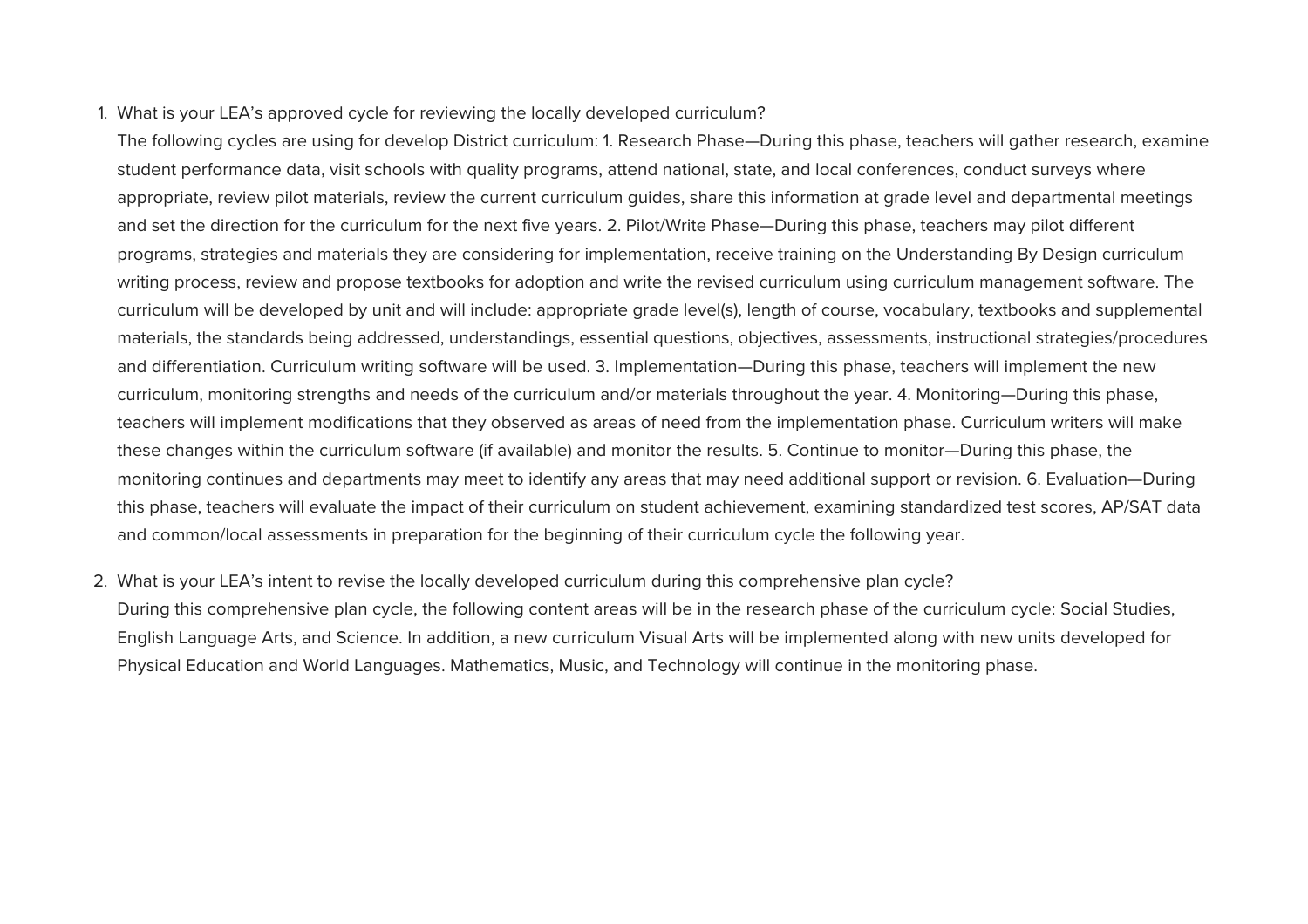1. What is your LEA's approved cycle for reviewing the locally developed curriculum?

   The following cycles are using for develop District curriculum: 1. Research Phase—During this phase, teachers will gather research, examine student performance data, visit schools with quality programs, attend national, state, and local conferences, conduct surveys where appropriate, review pilot materials, review the current curriculum guides, share this information at grade level and departmental meetings and set the direction for the curriculum for the next five years. 2. Pilot/Write Phase—During this phase, teachers may pilot different programs, strategies and materials they are considering for implementation, receive training on the Understanding By Design curriculum writing process, review and propose textbooks for adoption and write the revised curriculum using curriculum management software. The curriculum will be developed by unit and will include: appropriate grade level(s), length of course, vocabulary, textbooks and supplemental materials, the standards being addressed, understandings, essential questions, objectives, assessments, instructional strategies/procedures and differentiation. Curriculum writing software will be used. 3. Implementation—During this phase, teachers will implement the new curriculum, monitoring strengths and needs of the curriculum and/or materials throughout the year. 4. Monitoring—During this phase, teachers will implement modifications that they observed as areas of need from the implementation phase. Curriculum writers will make these changes within the curriculum software (if available) and monitor the results. 5. Continue to monitor—During this phase, the monitoring continues and departments may meet to identify any areas that may need additional support or revision. 6. Evaluation—During this phase, teachers will evaluate the impact of their curriculum on student achievement, examining standardized test scores, AP/SAT data and common/local assessments in preparation for the beginning of their curriculum cycle the following year.

2. What is your LEA's intent to revise the locally developed curriculum during this comprehensive plan cycle?

   During this comprehensive plan cycle, the following content areas will be in the research phase of the curriculum cycle: Social Studies, English Language Arts, and Science. In addition, a new curriculum Visual Arts will be implemented along with new units developed for Physical Education and World Languages. Mathematics, Music, and Technology will continue in the monitoring phase.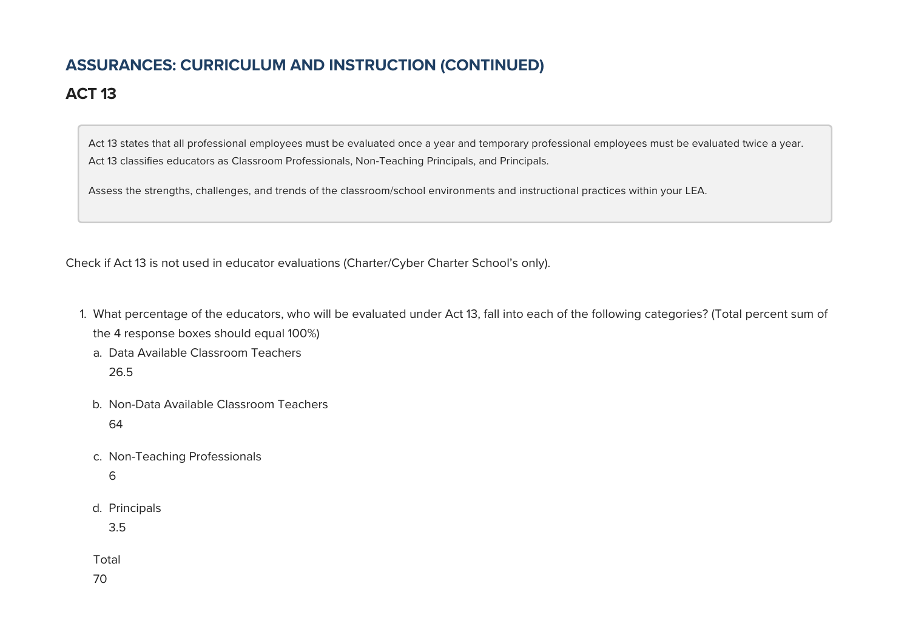## ASSURANCES: CURRICULUM AND INSTRUCTION (CONTINUED)

## ACT 13

Act 13 states that all professional employees must be evaluated once a year and temporary professional employees must be evaluated twice a year. Act 13 classifies educators as Classroom Professionals, Non-Teaching Principals, and Principals.

Assess the strengths, challenges, and trends of the classroom/school environments and instructional practices within your LEA.

Check if Act 13 is not used in educator evaluations (Charter/Cyber Charter School's only).

1. What percentage of the educators, who will be evaluated under Act 13, fall into each of the following categories? (Total percent sum of the 4 response boxes should equal 100%)
   a. Data Available Classroom Teachers
      26.5

   b. Non-Data Available Classroom Teachers
      64

   c. Non-Teaching Professionals
      6

   d. Principals
      3.5

   Total
   70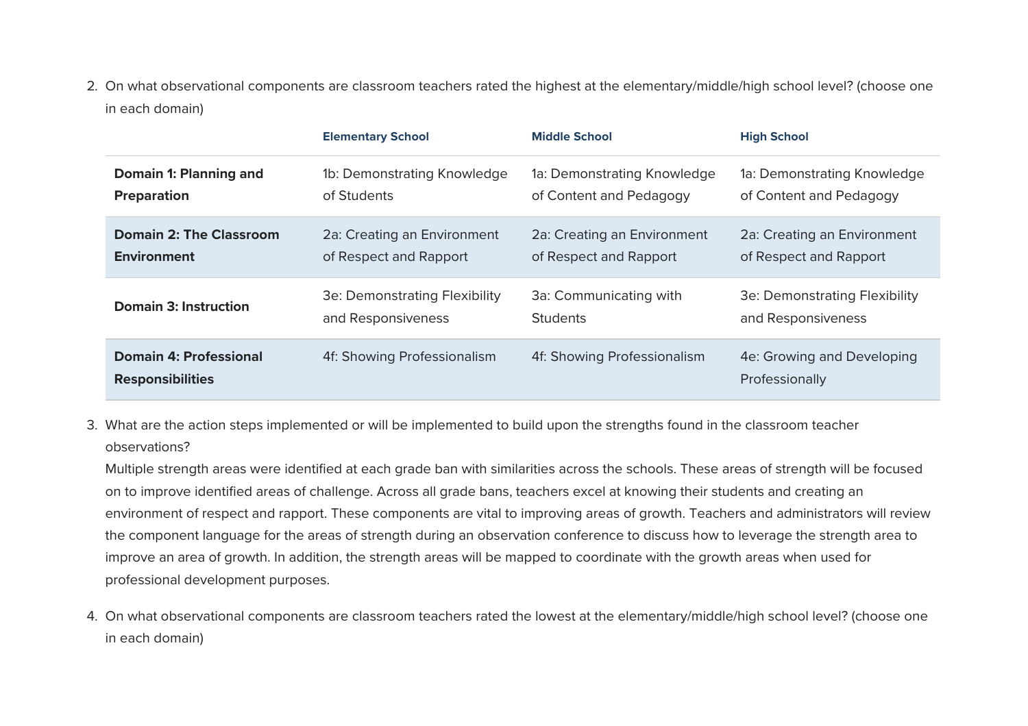2. On what observational components are classroom teachers rated the highest at the elementary/middle/high school level? (choose one in each domain)

| | Elementary School | Middle School | High School |
|---|---|---|---|
| **Domain 1: Planning and Preparation** | 1b: Demonstrating Knowledge of Students | 1a: Demonstrating Knowledge of Content and Pedagogy | 1a: Demonstrating Knowledge of Content and Pedagogy |
| **Domain 2: The Classroom Environment** | 2a: Creating an Environment of Respect and Rapport | 2a: Creating an Environment of Respect and Rapport | 2a: Creating an Environment of Respect and Rapport |
| **Domain 3: Instruction** | 3e: Demonstrating Flexibility and Responsiveness | 3a: Communicating with Students | 3e: Demonstrating Flexibility and Responsiveness |
| **Domain 4: Professional Responsibilities** | 4f: Showing Professionalism | 4f: Showing Professionalism | 4e: Growing and Developing Professionally |

3. What are the action steps implemented or will be implemented to build upon the strengths found in the classroom teacher observations?
   Multiple strength areas were identified at each grade ban with similarities across the schools. These areas of strength will be focused on to improve identified areas of challenge. Across all grade bans, teachers excel at knowing their students and creating an environment of respect and rapport. These components are vital to improving areas of growth. Teachers and administrators will review the component language for the areas of strength during an observation conference to discuss how to leverage the strength area to improve an area of growth. In addition, the strength areas will be mapped to coordinate with the growth areas when used for professional development purposes.

4. On what observational components are classroom teachers rated the lowest at the elementary/middle/high school level? (choose one in each domain)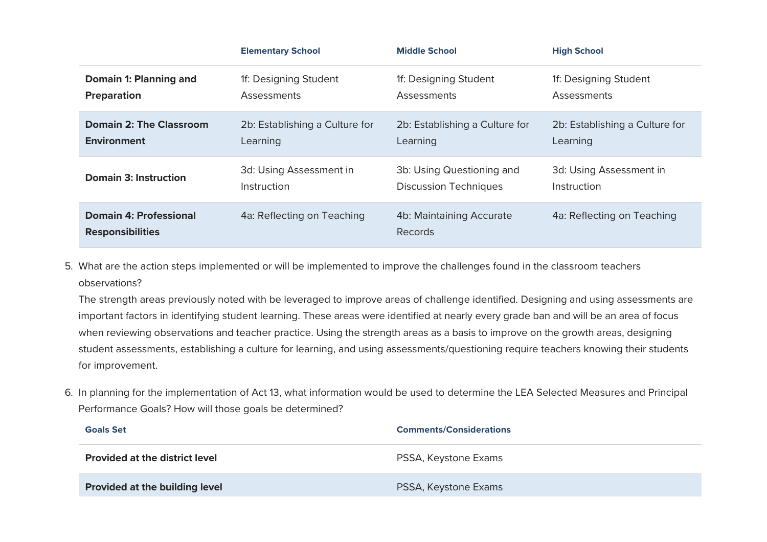| | Elementary School | Middle School | High School |
|---|---|---|---|
| **Domain 1: Planning and Preparation** | 1f: Designing Student Assessments | 1f: Designing Student Assessments | 1f: Designing Student Assessments |
| **Domain 2: The Classroom Environment** | 2b: Establishing a Culture for Learning | 2b: Establishing a Culture for Learning | 2b: Establishing a Culture for Learning |
| **Domain 3: Instruction** | 3d: Using Assessment in Instruction | 3b: Using Questioning and Discussion Techniques | 3d: Using Assessment in Instruction |
| **Domain 4: Professional Responsibilities** | 4a: Reflecting on Teaching | 4b: Maintaining Accurate Records | 4a: Reflecting on Teaching |

5. What are the action steps implemented or will be implemented to improve the challenges found in the classroom teachers observations?
   The strength areas previously noted with be leveraged to improve areas of challenge identified. Designing and using assessments are important factors in identifying student learning. These areas were identified at nearly every grade ban and will be an area of focus when reviewing observations and teacher practice. Using the strength areas as a basis to improve on the growth areas, designing student assessments, establishing a culture for learning, and using assessments/questioning require teachers knowing their students for improvement.

6. In planning for the implementation of Act 13, what information would be used to determine the LEA Selected Measures and Principal Performance Goals? How will those goals be determined?

| Goals Set | Comments/Considerations |
|---|---|
| **Provided at the district level** | PSSA, Keystone Exams |
| **Provided at the building level** | PSSA, Keystone Exams |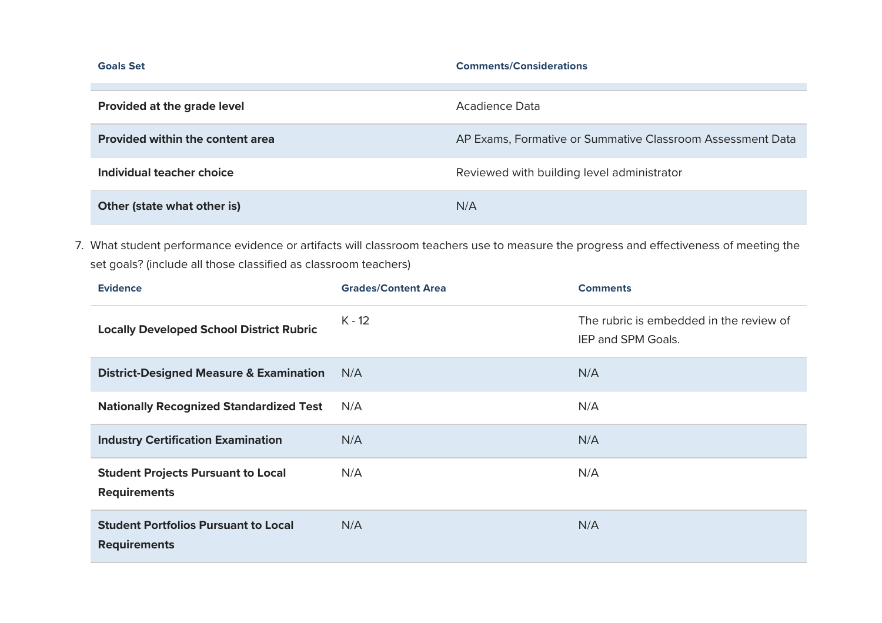| Goals Set | Comments/Considerations |
| --- | --- |
| **Provided at the grade level** | Acadience Data |
| **Provided within the content area** | AP Exams, Formative or Summative Classroom Assessment Data |
| **Individual teacher choice** | Reviewed with building level administrator |
| **Other (state what other is)** | N/A |

7. What student performance evidence or artifacts will classroom teachers use to measure the progress and effectiveness of meeting the set goals? (include all those classified as classroom teachers)

| Evidence | Grades/Content Area | Comments |
| --- | --- | --- |
| **Locally Developed School District Rubric** | K - 12 | The rubric is embedded in the review of IEP and SPM Goals. |
| **District-Designed Measure & Examination** | N/A | N/A |
| **Nationally Recognized Standardized Test** | N/A | N/A |
| **Industry Certification Examination** | N/A | N/A |
| **Student Projects Pursuant to Local Requirements** | N/A | N/A |
| **Student Portfolios Pursuant to Local Requirements** | N/A | N/A |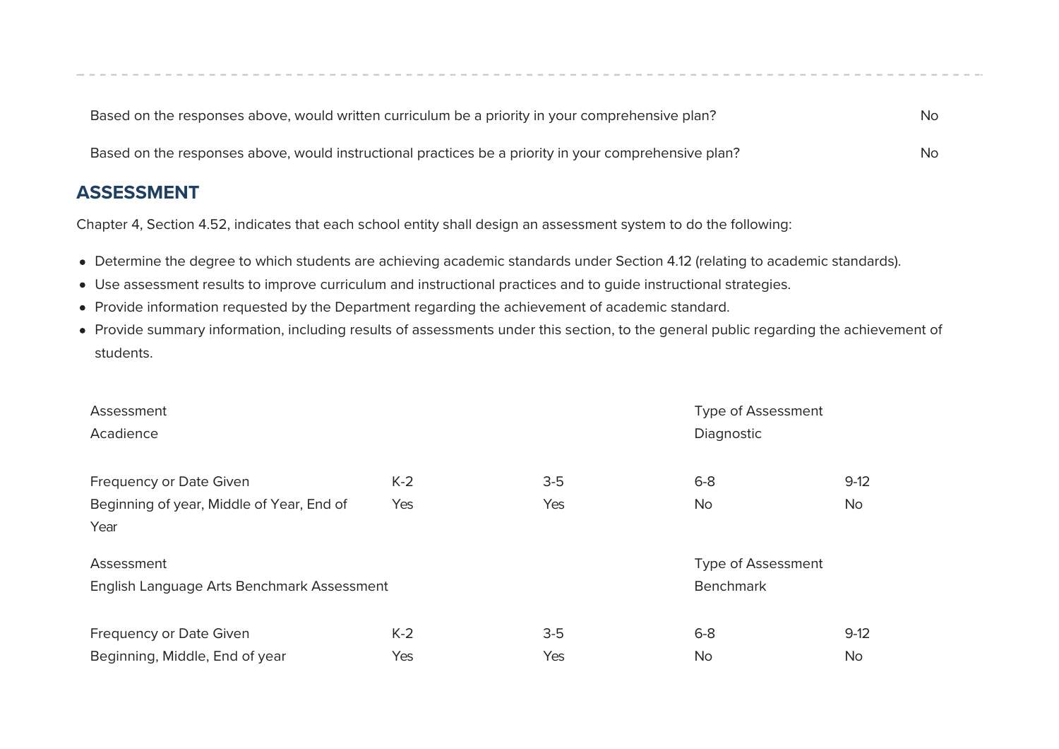| | |
|---|---|
| Based on the responses above, would written curriculum be a priority in your comprehensive plan? | No |
| Based on the responses above, would instructional practices be a priority in your comprehensive plan? | No |

## ASSESSMENT

Chapter 4, Section 4.52, indicates that each school entity shall design an assessment system to do the following:

- Determine the degree to which students are achieving academic standards under Section 4.12 (relating to academic standards).
- Use assessment results to improve curriculum and instructional practices and to guide instructional strategies.
- Provide information requested by the Department regarding the achievement of academic standard.
- Provide summary information, including results of assessments under this section, to the general public regarding the achievement of students.

| Assessment | | | Type of Assessment | |
|---|---|---|---|---|
| Acadience | | | Diagnostic | |
| **Frequency or Date Given** | **K-2** | **3-5** | **6-8** | **9-12** |
| Beginning of year, Middle of Year, End of Year | Yes | Yes | No | No |

| Assessment | | | Type of Assessment | |
|---|---|---|---|---|
| English Language Arts Benchmark Assessment | | | Benchmark | |
| **Frequency or Date Given** | **K-2** | **3-5** | **6-8** | **9-12** |
| Beginning, Middle, End of year | Yes | Yes | No | No |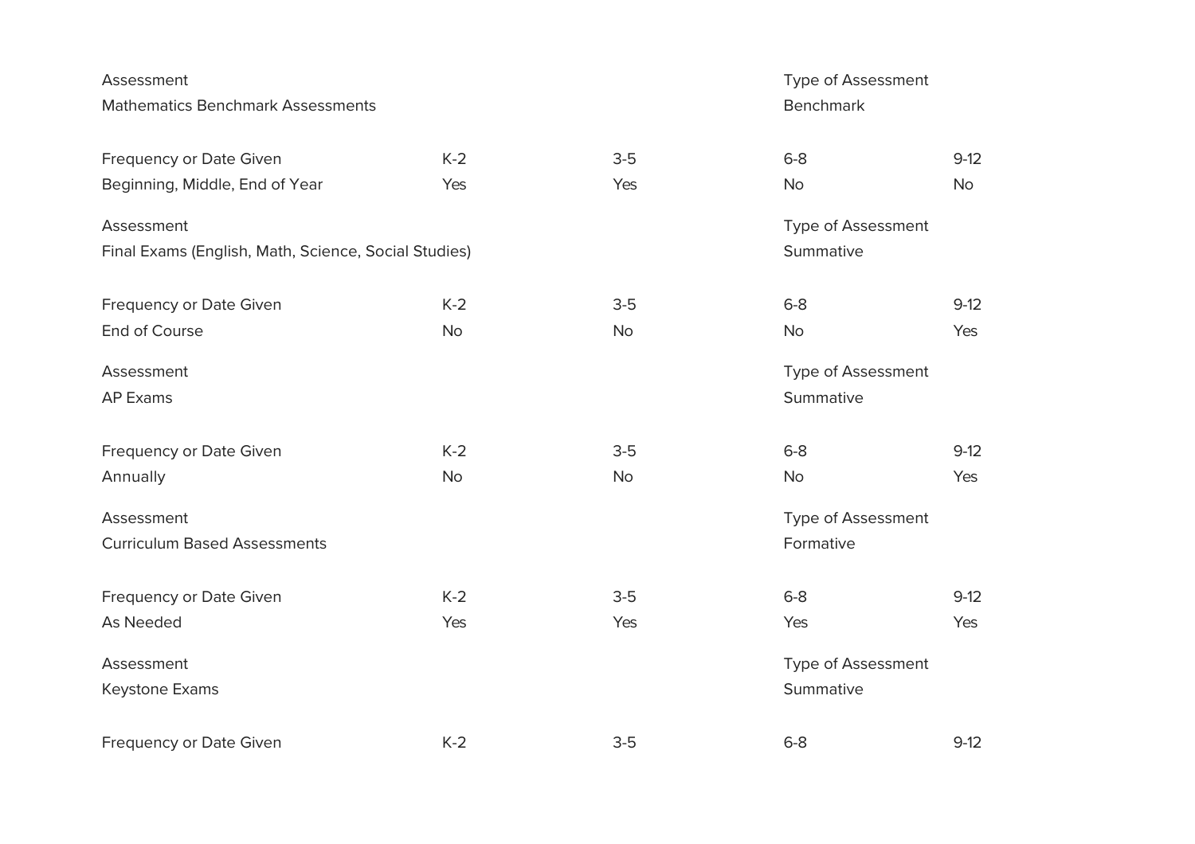| Assessment | | | Type of Assessment | |
|---|---|---|---|---|
| Mathematics Benchmark Assessments | | | Benchmark | |

| Frequency or Date Given | K-2 | 3-5 | 6-8 | 9-12 |
|---|---|---|---|---|
| Beginning, Middle, End of Year | Yes | Yes | No | No |

| Assessment | | | Type of Assessment | |
|---|---|---|---|---|
| Final Exams (English, Math, Science, Social Studies) | | | Summative | |

| Frequency or Date Given | K-2 | 3-5 | 6-8 | 9-12 |
|---|---|---|---|---|
| End of Course | No | No | No | Yes |

| Assessment | | | Type of Assessment | |
|---|---|---|---|---|
| AP Exams | | | Summative | |

| Frequency or Date Given | K-2 | 3-5 | 6-8 | 9-12 |
|---|---|---|---|---|
| Annually | No | No | No | Yes |

| Assessment | | | Type of Assessment | |
|---|---|---|---|---|
| Curriculum Based Assessments | | | Formative | |

| Frequency or Date Given | K-2 | 3-5 | 6-8 | 9-12 |
|---|---|---|---|---|
| As Needed | Yes | Yes | Yes | Yes |

| Assessment | | | Type of Assessment | |
|---|---|---|---|---|
| Keystone Exams | | | Summative | |

| Frequency or Date Given | K-2 | 3-5 | 6-8 | 9-12 |
|---|---|---|---|---|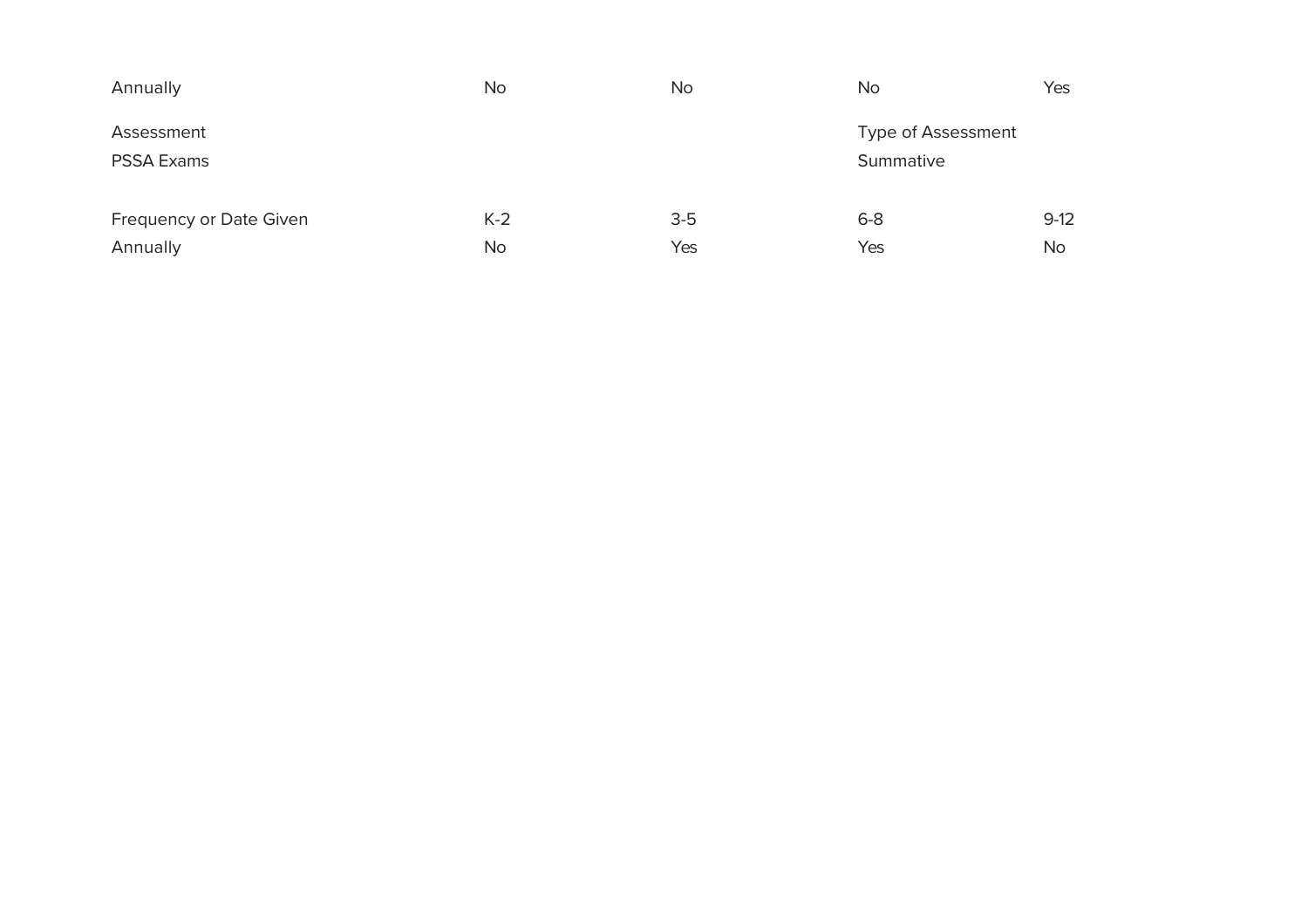| Annually | No | No | No | Yes |
|---|---|---|---|---|

| Assessment | | | Type of Assessment | |
|---|---|---|---|---|
| PSSA Exams | | | Summative | |

| Frequency or Date Given | K-2 | 3-5 | 6-8 | 9-12 |
|---|---|---|---|---|
| Annually | No | Yes | Yes | No |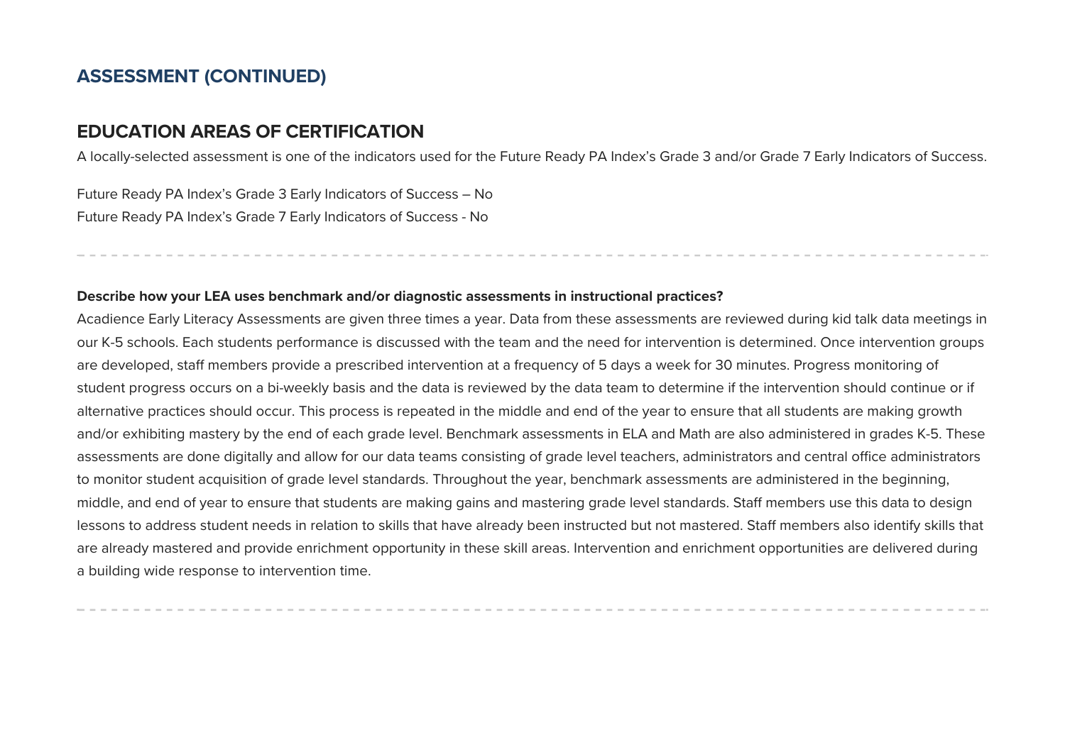## ASSESSMENT (CONTINUED)

## EDUCATION AREAS OF CERTIFICATION

A locally-selected assessment is one of the indicators used for the Future Ready PA Index's Grade 3 and/or Grade 7 Early Indicators of Success.

Future Ready PA Index's Grade 3 Early Indicators of Success – No
Future Ready PA Index's Grade 7 Early Indicators of Success - No

---

**Describe how your LEA uses benchmark and/or diagnostic assessments in instructional practices?**

Acadience Early Literacy Assessments are given three times a year. Data from these assessments are reviewed during kid talk data meetings in our K-5 schools. Each students performance is discussed with the team and the need for intervention is determined. Once intervention groups are developed, staff members provide a prescribed intervention at a frequency of 5 days a week for 30 minutes. Progress monitoring of student progress occurs on a bi-weekly basis and the data is reviewed by the data team to determine if the intervention should continue or if alternative practices should occur. This process is repeated in the middle and end of the year to ensure that all students are making growth and/or exhibiting mastery by the end of each grade level. Benchmark assessments in ELA and Math are also administered in grades K-5. These assessments are done digitally and allow for our data teams consisting of grade level teachers, administrators and central office administrators to monitor student acquisition of grade level standards. Throughout the year, benchmark assessments are administered in the beginning, middle, and end of year to ensure that students are making gains and mastering grade level standards. Staff members use this data to design lessons to address student needs in relation to skills that have already been instructed but not mastered. Staff members also identify skills that are already mastered and provide enrichment opportunity in these skill areas. Intervention and enrichment opportunities are delivered during a building wide response to intervention time.

---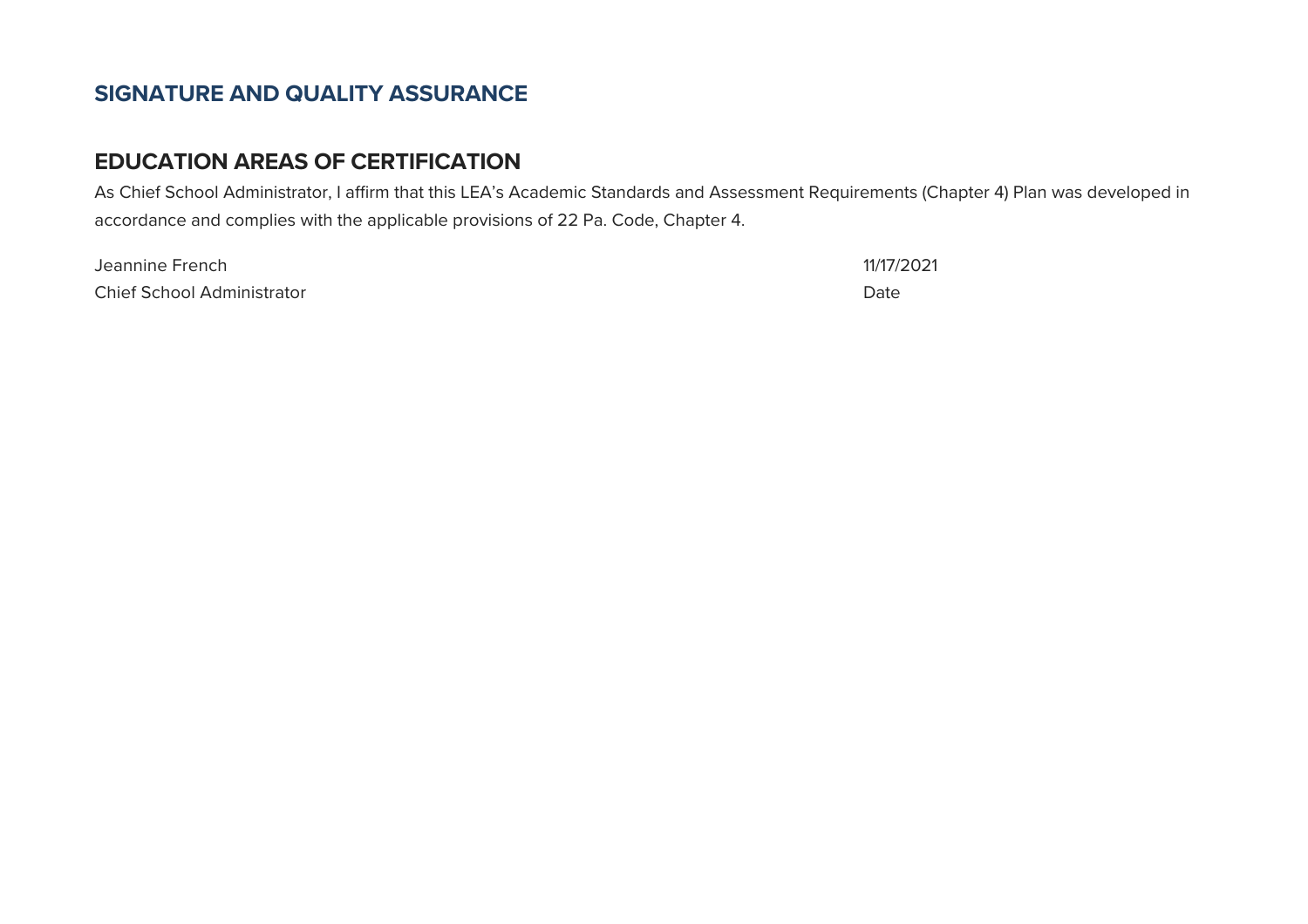## SIGNATURE AND QUALITY ASSURANCE

## EDUCATION AREAS OF CERTIFICATION

As Chief School Administrator, I affirm that this LEA's Academic Standards and Assessment Requirements (Chapter 4) Plan was developed in accordance and complies with the applicable provisions of 22 Pa. Code, Chapter 4.

| | |
|---|---|
| Jeannine French | 11/17/2021 |
| Chief School Administrator | Date |